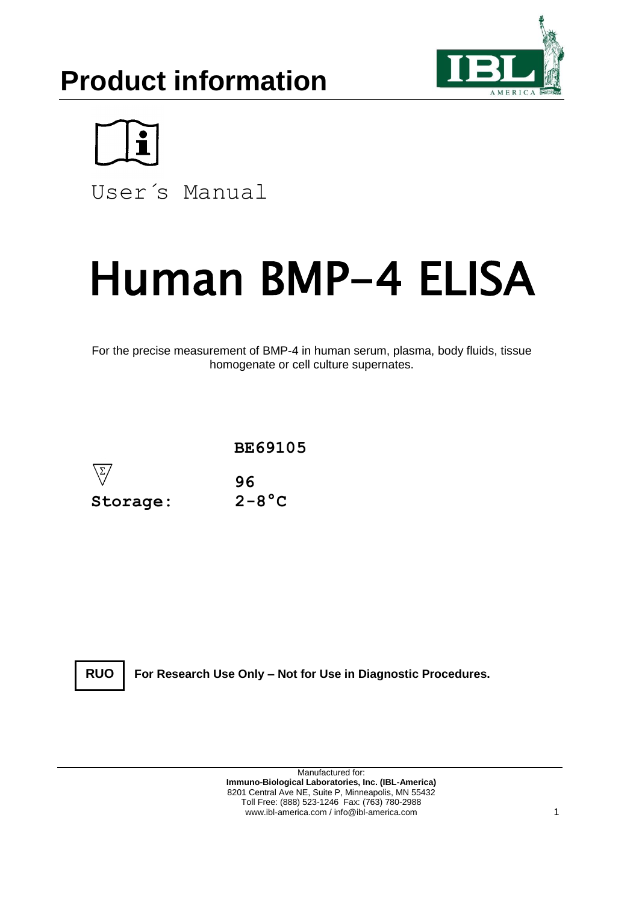# Product information

User´s Manual

# Human BMP-4 ELISA

For the precise measurement of BMP-4 in human serum, plasma, body fluids, tissue homogenate or cell culture supernates.

**BE69105**

| | |
|---|---|
| Σ | **96** |
| **Storage:** | **2-8°C** |

**RUO** **For Research Use Only – Not for Use in Diagnostic Procedures.**

Manufactured for:
**Immuno-Biological Laboratories, Inc. (IBL-America)**
8201 Central Ave NE, Suite P, Minneapolis, MN 55432
Toll Free: (888) 523-1246 Fax: (763) 780-2988
www.ibl-america.com / info@ibl-america.com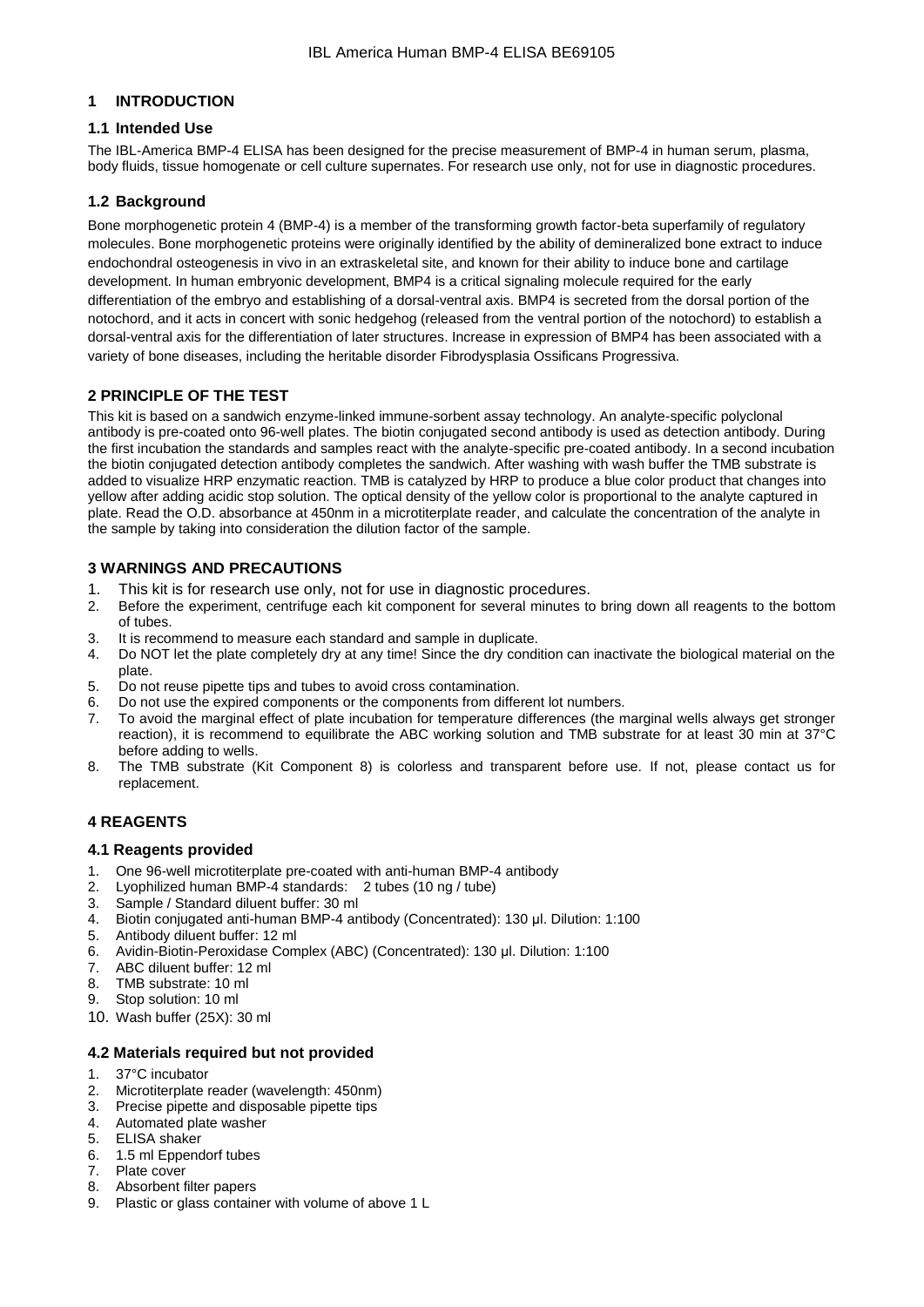# 1 INTRODUCTION

## 1.1 Intended Use

The IBL-America BMP-4 ELISA has been designed for the precise measurement of BMP-4 in human serum, plasma, body fluids, tissue homogenate or cell culture supernates. For research use only, not for use in diagnostic procedures.

## 1.2 Background

Bone morphogenetic protein 4 (BMP-4) is a member of the transforming growth factor-beta superfamily of regulatory molecules. Bone morphogenetic proteins were originally identified by the ability of demineralized bone extract to induce endochondral osteogenesis in vivo in an extraskeletal site, and known for their ability to induce bone and cartilage development. In human embryonic development, BMP4 is a critical signaling molecule required for the early differentiation of the embryo and establishing of a dorsal-ventral axis. BMP4 is secreted from the dorsal portion of the notochord, and it acts in concert with sonic hedgehog (released from the ventral portion of the notochord) to establish a dorsal-ventral axis for the differentiation of later structures. Increase in expression of BMP4 has been associated with a variety of bone diseases, including the heritable disorder Fibrodysplasia Ossificans Progressiva.

# 2 PRINCIPLE OF THE TEST

This kit is based on a sandwich enzyme-linked immune-sorbent assay technology. An analyte-specific polyclonal antibody is pre-coated onto 96-well plates. The biotin conjugated second antibody is used as detection antibody. During the first incubation the standards and samples react with the analyte-specific pre-coated antibody. In a second incubation the biotin conjugated detection antibody completes the sandwich. After washing with wash buffer the TMB substrate is added to visualize HRP enzymatic reaction. TMB is catalyzed by HRP to produce a blue color product that changes into yellow after adding acidic stop solution. The optical density of the yellow color is proportional to the analyte captured in plate. Read the O.D. absorbance at 450nm in a microtiterplate reader, and calculate the concentration of the analyte in the sample by taking into consideration the dilution factor of the sample.

# 3 WARNINGS AND PRECAUTIONS

1. This kit is for research use only, not for use in diagnostic procedures.
2. Before the experiment, centrifuge each kit component for several minutes to bring down all reagents to the bottom of tubes.
3. It is recommend to measure each standard and sample in duplicate.
4. Do NOT let the plate completely dry at any time! Since the dry condition can inactivate the biological material on the plate.
5. Do not reuse pipette tips and tubes to avoid cross contamination.
6. Do not use the expired components or the components from different lot numbers.
7. To avoid the marginal effect of plate incubation for temperature differences (the marginal wells always get stronger reaction), it is recommend to equilibrate the ABC working solution and TMB substrate for at least 30 min at 37°C before adding to wells.
8. The TMB substrate (Kit Component 8) is colorless and transparent before use. If not, please contact us for replacement.

# 4 REAGENTS

## 4.1 Reagents provided

1. One 96-well microtiterplate pre-coated with anti-human BMP-4 antibody
2. Lyophilized human BMP-4 standards: 2 tubes (10 ng / tube)
3. Sample / Standard diluent buffer: 30 ml
4. Biotin conjugated anti-human BMP-4 antibody (Concentrated): 130 µl. Dilution: 1:100
5. Antibody diluent buffer: 12 ml
6. Avidin-Biotin-Peroxidase Complex (ABC) (Concentrated): 130 µl. Dilution: 1:100
7. ABC diluent buffer: 12 ml
8. TMB substrate: 10 ml
9. Stop solution: 10 ml
10. Wash buffer (25X): 30 ml

## 4.2 Materials required but not provided

1. 37°C incubator
2. Microtiterplate reader (wavelength: 450nm)
3. Precise pipette and disposable pipette tips
4. Automated plate washer
5. ELISA shaker
6. 1.5 ml Eppendorf tubes
7. Plate cover
8. Absorbent filter papers
9. Plastic or glass container with volume of above 1 L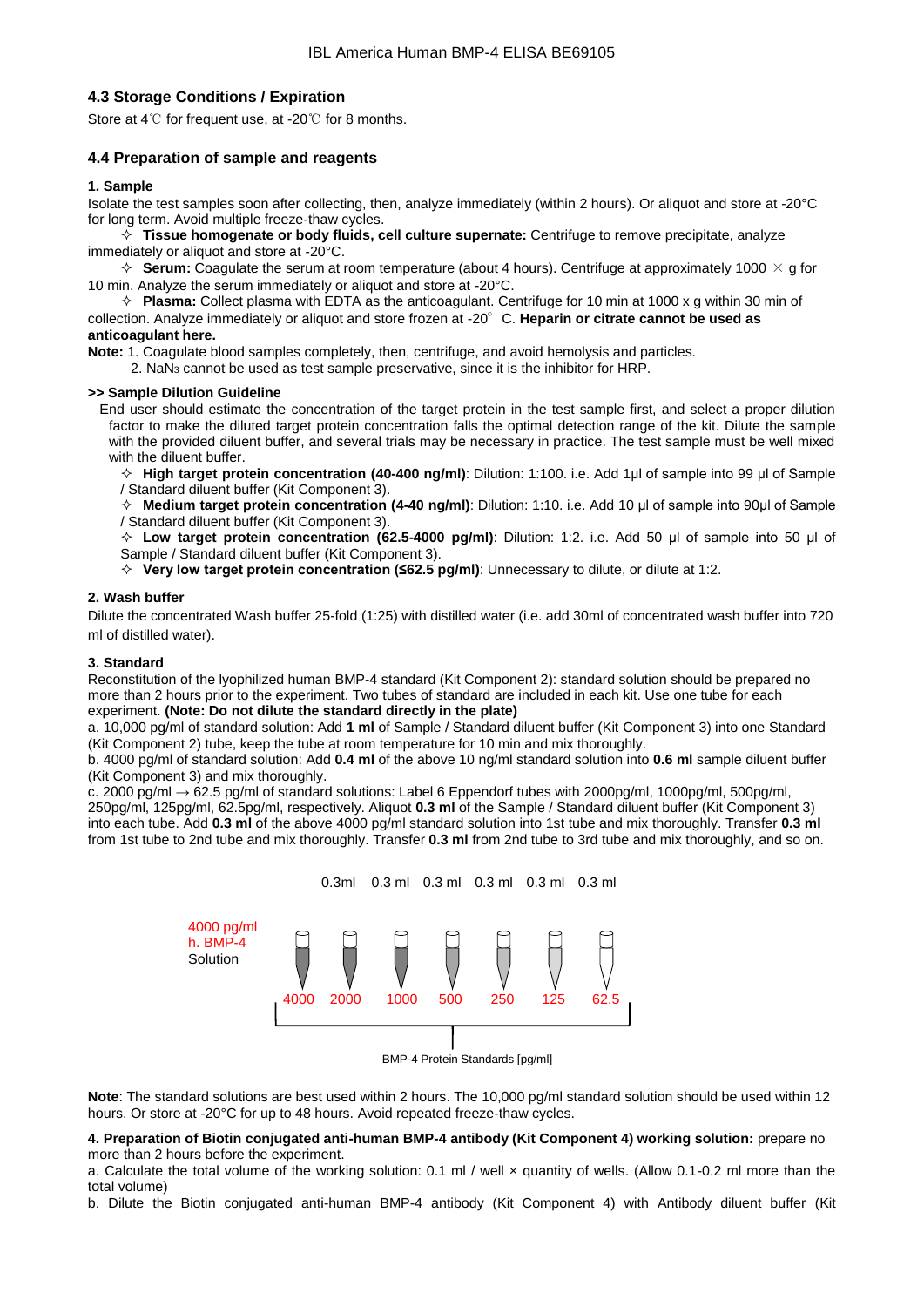### 4.3 Storage Conditions / Expiration

Store at 4℃ for frequent use, at -20℃ for 8 months.

### 4.4 Preparation of sample and reagents

**1. Sample**

Isolate the test samples soon after collecting, then, analyze immediately (within 2 hours). Or aliquot and store at -20°C for long term. Avoid multiple freeze-thaw cycles.

✧ **Tissue homogenate or body fluids, cell culture supernate:** Centrifuge to remove precipitate, analyze immediately or aliquot and store at -20°C.

✧ **Serum:** Coagulate the serum at room temperature (about 4 hours). Centrifuge at approximately 1000 × g for 10 min. Analyze the serum immediately or aliquot and store at -20°C.

✧ **Plasma:** Collect plasma with EDTA as the anticoagulant. Centrifuge for 10 min at 1000 x g within 30 min of collection. Analyze immediately or aliquot and store frozen at -20° C. **Heparin or citrate cannot be used as anticoagulant here.**

**Note:** 1. Coagulate blood samples completely, then, centrifuge, and avoid hemolysis and particles.

2. $NaN_3$ cannot be used as test sample preservative, since it is the inhibitor for HRP.

**>> Sample Dilution Guideline**

End user should estimate the concentration of the target protein in the test sample first, and select a proper dilution factor to make the diluted target protein concentration falls the optimal detection range of the kit. Dilute the sample with the provided diluent buffer, and several trials may be necessary in practice. The test sample must be well mixed with the diluent buffer.

✧ **High target protein concentration (40-400 ng/ml)**: Dilution: 1:100. i.e. Add 1µl of sample into 99 µl of Sample / Standard diluent buffer (Kit Component 3).

✧ **Medium target protein concentration (4-40 ng/ml)**: Dilution: 1:10. i.e. Add 10 µl of sample into 90µl of Sample / Standard diluent buffer (Kit Component 3).

✧ **Low target protein concentration (62.5-4000 pg/ml)**: Dilution: 1:2. i.e. Add 50 µl of sample into 50 µl of Sample / Standard diluent buffer (Kit Component 3).

✧ **Very low target protein concentration (≤62.5 pg/ml)**: Unnecessary to dilute, or dilute at 1:2.

**2. Wash buffer**

Dilute the concentrated Wash buffer 25-fold (1:25) with distilled water (i.e. add 30ml of concentrated wash buffer into 720 ml of distilled water).

**3. Standard**

Reconstitution of the lyophilized human BMP-4 standard (Kit Component 2): standard solution should be prepared no more than 2 hours prior to the experiment. Two tubes of standard are included in each kit. Use one tube for each experiment. **(Note: Do not dilute the standard directly in the plate)**

a. 10,000 pg/ml of standard solution: Add **1 ml** of Sample / Standard diluent buffer (Kit Component 3) into one Standard (Kit Component 2) tube, keep the tube at room temperature for 10 min and mix thoroughly.

b. 4000 pg/ml of standard solution: Add **0.4 ml** of the above 10 ng/ml standard solution into **0.6 ml** sample diluent buffer (Kit Component 3) and mix thoroughly.

c. 2000 pg/ml → 62.5 pg/ml of standard solutions: Label 6 Eppendorf tubes with 2000pg/ml, 1000pg/ml, 500pg/ml, 250pg/ml, 125pg/ml, 62.5pg/ml, respectively. Aliquot **0.3 ml** of the Sample / Standard diluent buffer (Kit Component 3) into each tube. Add **0.3 ml** of the above 4000 pg/ml standard solution into 1st tube and mix thoroughly. Transfer **0.3 ml** from 1st tube to 2nd tube and mix thoroughly. Transfer **0.3 ml** from 2nd tube to 3rd tube and mix thoroughly, and so on.

0.3ml 0.3 ml 0.3 ml 0.3 ml 0.3 ml 0.3 ml

4000 pg/ml h. BMP-4 Solution

4000 2000 1000 500 250 125 62.5

BMP-4 Protein Standards [pg/ml]

**Note**: The standard solutions are best used within 2 hours. The 10,000 pg/ml standard solution should be used within 12 hours. Or store at -20°C for up to 48 hours. Avoid repeated freeze-thaw cycles.

**4. Preparation of Biotin conjugated anti-human BMP-4 antibody (Kit Component 4) working solution:** prepare no more than 2 hours before the experiment.

a. Calculate the total volume of the working solution: 0.1 ml / well × quantity of wells. (Allow 0.1-0.2 ml more than the total volume)

b. Dilute the Biotin conjugated anti-human BMP-4 antibody (Kit Component 4) with Antibody diluent buffer (Kit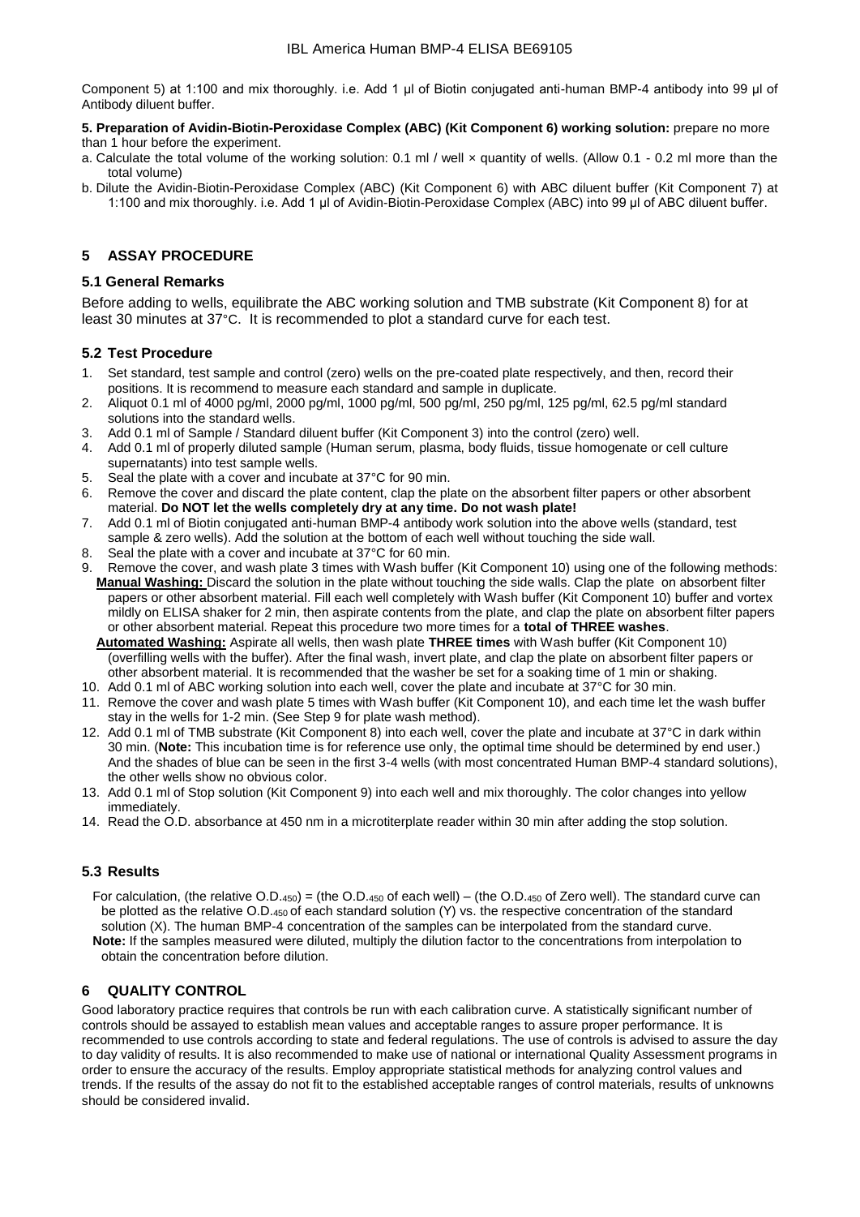Component 5) at 1:100 and mix thoroughly. i.e. Add 1 µl of Biotin conjugated anti-human BMP-4 antibody into 99 µl of Antibody diluent buffer.

**5. Preparation of Avidin-Biotin-Peroxidase Complex (ABC) (Kit Component 6) working solution:** prepare no more than 1 hour before the experiment.

a. Calculate the total volume of the working solution: 0.1 ml / well × quantity of wells. (Allow 0.1 - 0.2 ml more than the total volume)
b. Dilute the Avidin-Biotin-Peroxidase Complex (ABC) (Kit Component 6) with ABC diluent buffer (Kit Component 7) at 1:100 and mix thoroughly. i.e. Add 1 µl of Avidin-Biotin-Peroxidase Complex (ABC) into 99 µl of ABC diluent buffer.

## 5 ASSAY PROCEDURE

### 5.1 General Remarks

Before adding to wells, equilibrate the ABC working solution and TMB substrate (Kit Component 8) for at least 30 minutes at 37°C. It is recommended to plot a standard curve for each test.

### 5.2 Test Procedure

1. Set standard, test sample and control (zero) wells on the pre-coated plate respectively, and then, record their positions. It is recommend to measure each standard and sample in duplicate.
2. Aliquot 0.1 ml of 4000 pg/ml, 2000 pg/ml, 1000 pg/ml, 500 pg/ml, 250 pg/ml, 125 pg/ml, 62.5 pg/ml standard solutions into the standard wells.
3. Add 0.1 ml of Sample / Standard diluent buffer (Kit Component 3) into the control (zero) well.
4. Add 0.1 ml of properly diluted sample (Human serum, plasma, body fluids, tissue homogenate or cell culture supernatants) into test sample wells.
5. Seal the plate with a cover and incubate at 37°C for 90 min.
6. Remove the cover and discard the plate content, clap the plate on the absorbent filter papers or other absorbent material. **Do NOT let the wells completely dry at any time. Do not wash plate!**
7. Add 0.1 ml of Biotin conjugated anti-human BMP-4 antibody work solution into the above wells (standard, test sample & zero wells). Add the solution at the bottom of each well without touching the side wall.
8. Seal the plate with a cover and incubate at 37°C for 60 min.
9. Remove the cover, and wash plate 3 times with Wash buffer (Kit Component 10) using one of the following methods:
   **Manual Washing:** Discard the solution in the plate without touching the side walls. Clap the plate on absorbent filter papers or other absorbent material. Fill each well completely with Wash buffer (Kit Component 10) buffer and vortex mildly on ELISA shaker for 2 min, then aspirate contents from the plate, and clap the plate on absorbent filter papers or other absorbent material. Repeat this procedure two more times for a **total of THREE washes**.
   **Automated Washing:** Aspirate all wells, then wash plate **THREE times** with Wash buffer (Kit Component 10) (overfilling wells with the buffer). After the final wash, invert plate, and clap the plate on absorbent filter papers or other absorbent material. It is recommended that the washer be set for a soaking time of 1 min or shaking.
10. Add 0.1 ml of ABC working solution into each well, cover the plate and incubate at 37°C for 30 min.
11. Remove the cover and wash plate 5 times with Wash buffer (Kit Component 10), and each time let the wash buffer stay in the wells for 1-2 min. (See Step 9 for plate wash method).
12. Add 0.1 ml of TMB substrate (Kit Component 8) into each well, cover the plate and incubate at 37°C in dark within 30 min. (**Note:** This incubation time is for reference use only, the optimal time should be determined by end user.) And the shades of blue can be seen in the first 3-4 wells (with most concentrated Human BMP-4 standard solutions), the other wells show no obvious color.
13. Add 0.1 ml of Stop solution (Kit Component 9) into each well and mix thoroughly. The color changes into yellow immediately.
14. Read the O.D. absorbance at 450 nm in a microtiterplate reader within 30 min after adding the stop solution.

### 5.3 Results

For calculation, (the relative $O.D._{450}$) = (the $O.D._{450}$ of each well) – (the $O.D._{450}$ of Zero well). The standard curve can be plotted as the relative $O.D._{450}$ of each standard solution (Y) vs. the respective concentration of the standard solution (X). The human BMP-4 concentration of the samples can be interpolated from the standard curve.
**Note:** If the samples measured were diluted, multiply the dilution factor to the concentrations from interpolation to obtain the concentration before dilution.

## 6 QUALITY CONTROL

Good laboratory practice requires that controls be run with each calibration curve. A statistically significant number of controls should be assayed to establish mean values and acceptable ranges to assure proper performance. It is recommended to use controls according to state and federal regulations. The use of controls is advised to assure the day to day validity of results. It is also recommended to make use of national or international Quality Assessment programs in order to ensure the accuracy of the results. Employ appropriate statistical methods for analyzing control values and trends. If the results of the assay do not fit to the established acceptable ranges of control materials, results of unknowns should be considered invalid.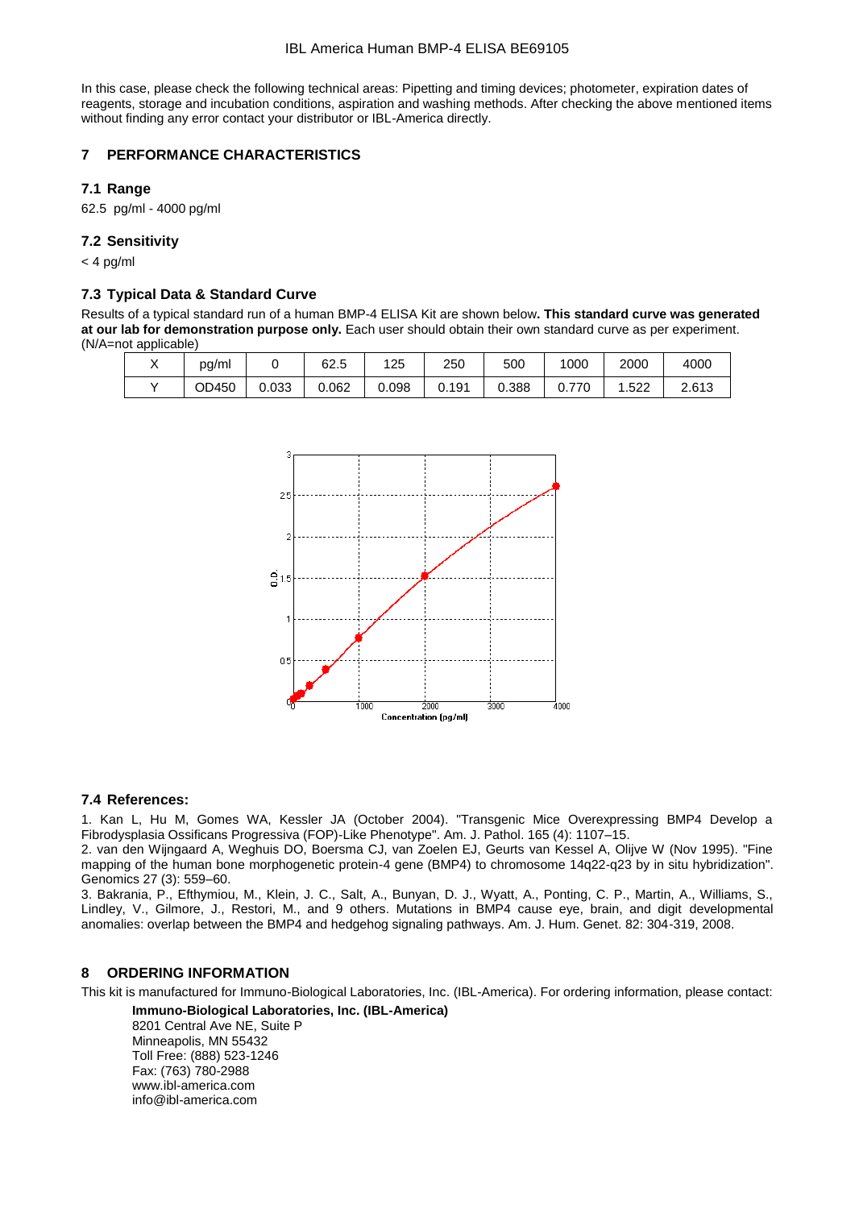In this case, please check the following technical areas: Pipetting and timing devices; photometer, expiration dates of reagents, storage and incubation conditions, aspiration and washing methods. After checking the above mentioned items without finding any error contact your distributor or IBL-America directly.

## 7 PERFORMANCE CHARACTERISTICS

### 7.1 Range

62.5 pg/ml - 4000 pg/ml

### 7.2 Sensitivity

< 4 pg/ml

### 7.3 Typical Data & Standard Curve

Results of a typical standard run of a human BMP-4 ELISA Kit are shown below**. This standard curve was generated at our lab for demonstration purpose only.** Each user should obtain their own standard curve as per experiment. (N/A=not applicable)

| | | | | | | | | | |
|---|---|---|---|---|---|---|---|---|---|
| X | pg/ml | 0 | 62.5 | 125 | 250 | 500 | 1000 | 2000 | 4000 |
| Y | OD450 | 0.033 | 0.062 | 0.098 | 0.191 | 0.388 | 0.770 | 1.522 | 2.613 |

O.D.
3
2.5
2
1.5
1
0.5
0
0
1000
2000
3000
4000
Concentration (pg/ml)

### 7.4 References:

1. Kan L, Hu M, Gomes WA, Kessler JA (October 2004). "Transgenic Mice Overexpressing BMP4 Develop a Fibrodysplasia Ossificans Progressiva (FOP)-Like Phenotype". Am. J. Pathol. 165 (4): 1107–15.
2. van den Wijngaard A, Weghuis DO, Boersma CJ, van Zoelen EJ, Geurts van Kessel A, Olijve W (Nov 1995). "Fine mapping of the human bone morphogenetic protein-4 gene (BMP4) to chromosome 14q22-q23 by in situ hybridization". Genomics 27 (3): 559–60.
3. Bakrania, P., Efthymiou, M., Klein, J. C., Salt, A., Bunyan, D. J., Wyatt, A., Ponting, C. P., Martin, A., Williams, S., Lindley, V., Gilmore, J., Restori, M., and 9 others. Mutations in BMP4 cause eye, brain, and digit developmental anomalies: overlap between the BMP4 and hedgehog signaling pathways. Am. J. Hum. Genet. 82: 304-319, 2008.

## 8 ORDERING INFORMATION

This kit is manufactured for Immuno-Biological Laboratories, Inc. (IBL-America). For ordering information, please contact:

**Immuno-Biological Laboratories, Inc. (IBL-America)**
8201 Central Ave NE, Suite P
Minneapolis, MN 55432
Toll Free: (888) 523-1246
Fax: (763) 780-2988
www.ibl-america.com
info@ibl-america.com